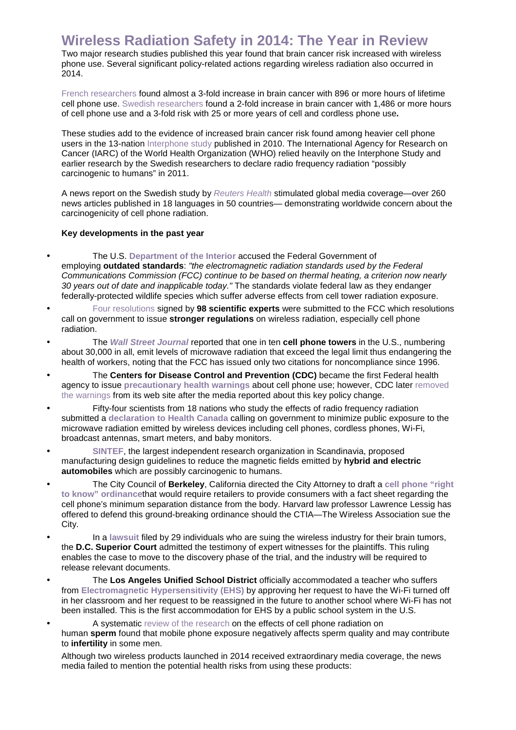# Wireless Radiation Safety in 2014: The Year in Review

Two major research studies published this year found that brain cancer risk increased with wireless phone use. Several significant policy-related actions regarding wireless radiation also occurred in 2014.

French researchers found almost a 3-fold increase in brain cancer with 896 or more hours of lifetime cell phone use. Swedish researchers found a 2-fold increase in brain cancer with 1,486 or more hours of cell phone use and a 3-fold risk with 25 or more years of cell and cordless phone use**.**

These studies add to the evidence of increased brain cancer risk found among heavier cell phone users in the 13-nation Interphone study published in 2010. The International Agency for Research on Cancer (IARC) of the World Health Organization (WHO) relied heavily on the Interphone Study and earlier research by the Swedish researchers to declare radio frequency radiation "possibly carcinogenic to humans" in 2011.

A news report on the Swedish study by *Reuters Health* stimulated global media coverage—over 260 news articles published in 18 languages in 50 countries— demonstrating worldwide concern about the carcinogenicity of cell phone radiation.

**Key developments in the past year**

- The U.S. **Department of the Interior** accused the Federal Government of employing **outdated standards**: *"the electromagnetic radiation standards used by the Federal Communications Commission (FCC) continue to be based on thermal heating, a criterion now nearly 30 years out of date and inapplicable today."* The standards violate federal law as they endanger federally-protected wildlife species which suffer adverse effects from cell tower radiation exposure.
- Four resolutions signed by **98 scientific experts** were submitted to the FCC which resolutions call on government to issue **stronger regulations** on wireless radiation, especially cell phone radiation.
- The ***Wall Street Journal*** reported that one in ten **cell phone towers** in the U.S., numbering about 30,000 in all, emit levels of microwave radiation that exceed the legal limit thus endangering the health of workers, noting that the FCC has issued only two citations for noncompliance since 1996.
- The **Centers for Disease Control and Prevention (CDC)** became the first Federal health agency to issue **precautionary health warnings** about cell phone use; however, CDC later removed the warnings from its web site after the media reported about this key policy change.
- Fifty-four scientists from 18 nations who study the effects of radio frequency radiation submitted a **declaration to Health Canada** calling on government to minimize public exposure to the microwave radiation emitted by wireless devices including cell phones, cordless phones, Wi-Fi, broadcast antennas, smart meters, and baby monitors.
- **SINTEF**, the largest independent research organization in Scandinavia, proposed manufacturing design guidelines to reduce the magnetic fields emitted by **hybrid and electric automobiles** which are possibly carcinogenic to humans.
- The City Council of **Berkeley**, California directed the City Attorney to draft a **cell phone "right to know" ordinance**that would require retailers to provide consumers with a fact sheet regarding the cell phone's minimum separation distance from the body. Harvard law professor Lawrence Lessig has offered to defend this ground-breaking ordinance should the CTIA—The Wireless Association sue the City.
- In a **lawsuit** filed by 29 individuals who are suing the wireless industry for their brain tumors, the **D.C. Superior Court** admitted the testimony of expert witnesses for the plaintiffs. This ruling enables the case to move to the discovery phase of the trial, and the industry will be required to release relevant documents.
- The **Los Angeles Unified School District** officially accommodated a teacher who suffers from **Electromagnetic Hypersensitivity (EHS)** by approving her request to have the Wi-Fi turned off in her classroom and her request to be reassigned in the future to another school where Wi-Fi has not been installed. This is the first accommodation for EHS by a public school system in the U.S.
- A systematic review of the research on the effects of cell phone radiation on human **sperm** found that mobile phone exposure negatively affects sperm quality and may contribute to **infertility** in some men.

Although two wireless products launched in 2014 received extraordinary media coverage, the news media failed to mention the potential health risks from using these products: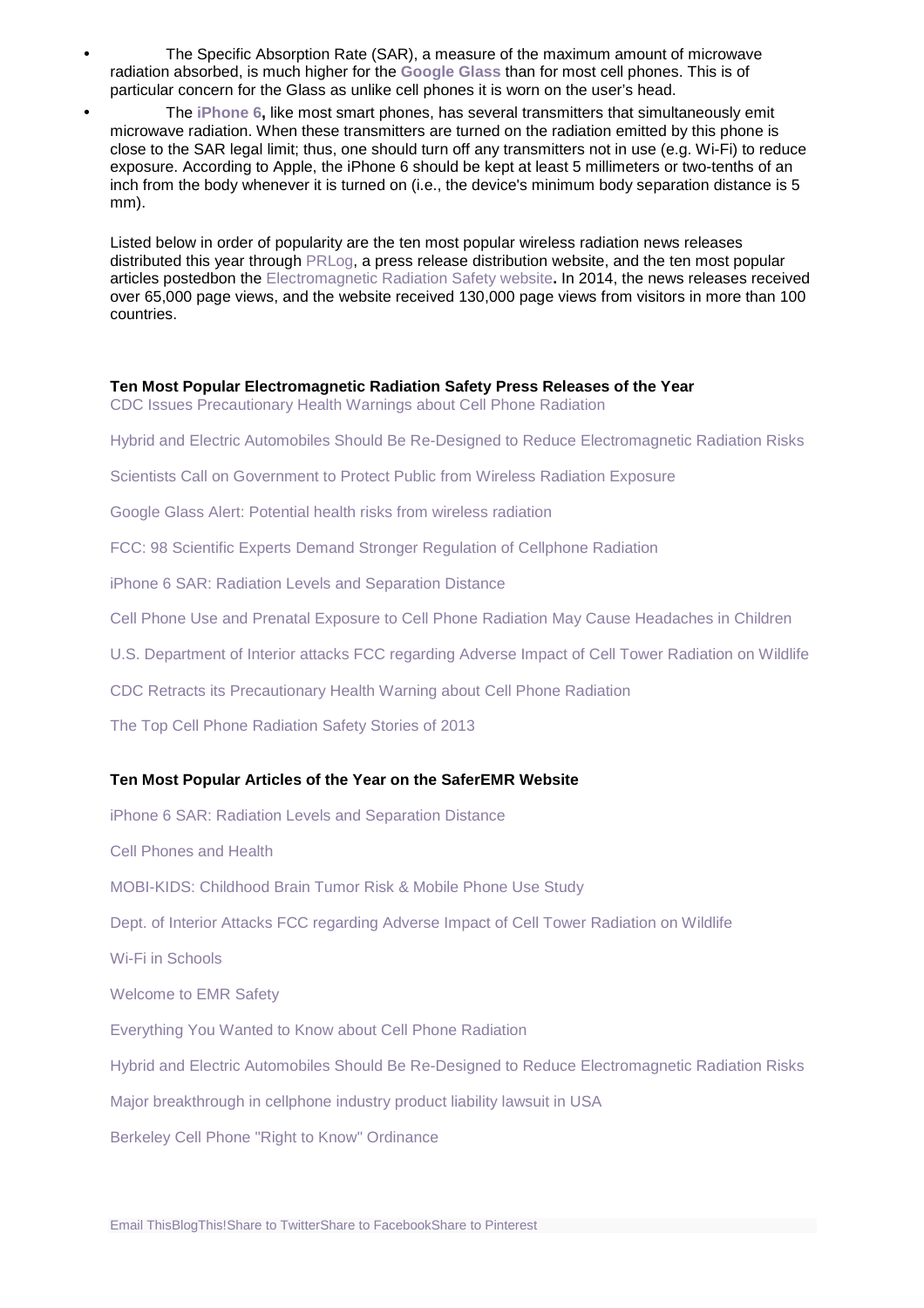- The Specific Absorption Rate (SAR), a measure of the maximum amount of microwave radiation absorbed, is much higher for the **Google Glass** than for most cell phones. This is of particular concern for the Glass as unlike cell phones it is worn on the user's head.
- The **iPhone 6,** like most smart phones, has several transmitters that simultaneously emit microwave radiation. When these transmitters are turned on the radiation emitted by this phone is close to the SAR legal limit; thus, one should turn off any transmitters not in use (e.g. Wi-Fi) to reduce exposure. According to Apple, the iPhone 6 should be kept at least 5 millimeters or two-tenths of an inch from the body whenever it is turned on (i.e., the device's minimum body separation distance is 5 mm).

Listed below in order of popularity are the ten most popular wireless radiation news releases distributed this year through PRLog, a press release distribution website, and the ten most popular articles postedbon the Electromagnetic Radiation Safety website**.** In 2014, the news releases received over 65,000 page views, and the website received 130,000 page views from visitors in more than 100 countries.

**Ten Most Popular Electromagnetic Radiation Safety Press Releases of the Year**

CDC Issues Precautionary Health Warnings about Cell Phone Radiation

Hybrid and Electric Automobiles Should Be Re-Designed to Reduce Electromagnetic Radiation Risks

Scientists Call on Government to Protect Public from Wireless Radiation Exposure

Google Glass Alert: Potential health risks from wireless radiation

FCC: 98 Scientific Experts Demand Stronger Regulation of Cellphone Radiation

iPhone 6 SAR: Radiation Levels and Separation Distance

Cell Phone Use and Prenatal Exposure to Cell Phone Radiation May Cause Headaches in Children

U.S. Department of Interior attacks FCC regarding Adverse Impact of Cell Tower Radiation on Wildlife

CDC Retracts its Precautionary Health Warning about Cell Phone Radiation

The Top Cell Phone Radiation Safety Stories of 2013

**Ten Most Popular Articles of the Year on the SaferEMR Website**

iPhone 6 SAR: Radiation Levels and Separation Distance

Cell Phones and Health

MOBI-KIDS: Childhood Brain Tumor Risk & Mobile Phone Use Study

Dept. of Interior Attacks FCC regarding Adverse Impact of Cell Tower Radiation on Wildlife

Wi-Fi in Schools

Welcome to EMR Safety

Everything You Wanted to Know about Cell Phone Radiation

Hybrid and Electric Automobiles Should Be Re-Designed to Reduce Electromagnetic Radiation Risks

Major breakthrough in cellphone industry product liability lawsuit in USA

Berkeley Cell Phone "Right to Know" Ordinance

Email ThisBlogThis!Share to TwitterShare to FacebookShare to Pinterest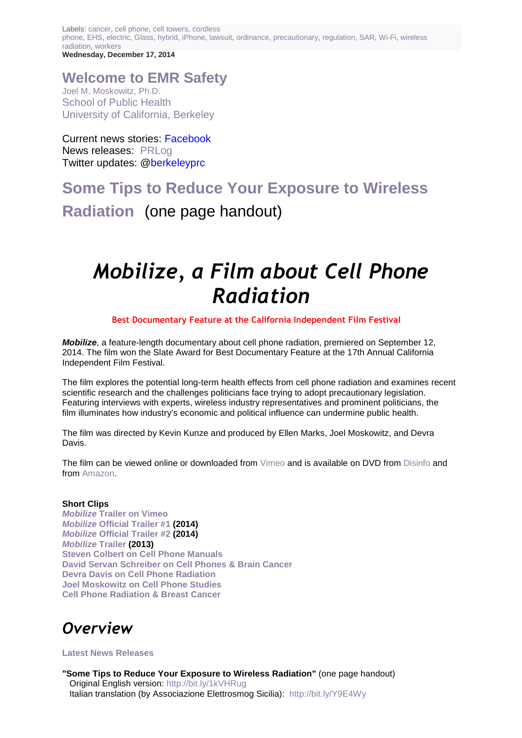Labels: cancer, cell phone, cell towers, cordless phone, EHS, electric, Glass, hybrid, iPhone, lawsuit, ordinance, precautionary, regulation, SAR, Wi-Fi, wireless radiation, workers

**Wednesday, December 17, 2014**

## Welcome to EMR Safety

Joel M. Moskowitz, Ph.D.
School of Public Health
University of California, Berkeley

Current news stories: Facebook
News releases: PRLog
Twitter updates: @berkeleyprc

## Some Tips to Reduce Your Exposure to Wireless Radiation (one page handout)

# *Mobilize, a Film about Cell Phone Radiation*

**Best Documentary Feature at the California Independent Film Festival**

***Mobilize***, a feature-length documentary about cell phone radiation, premiered on September 12, 2014. The film won the Slate Award for Best Documentary Feature at the 17th Annual California Independent Film Festival.

The film explores the potential long-term health effects from cell phone radiation and examines recent scientific research and the challenges politicians face trying to adopt precautionary legislation. Featuring interviews with experts, wireless industry representatives and prominent politicians, the film illuminates how industry's economic and political influence can undermine public health.

The film was directed by Kevin Kunze and produced by Ellen Marks, Joel Moskowitz, and Devra Davis.

The film can be viewed online or downloaded from Vimeo and is available on DVD from Disinfo and from Amazon.

**Short Clips**
***Mobilize* Trailer on Vimeo**
***Mobilize* Official Trailer #1 (2014)**
***Mobilize* Official Trailer #2 (2014)**
***Mobilize* Trailer (2013)**
**Steven Colbert on Cell Phone Manuals**
**David Servan Schreiber on Cell Phones & Brain Cancer**
**Devra Davis on Cell Phone Radiation**
**Joel Moskowitz on Cell Phone Studies**
**Cell Phone Radiation & Breast Cancer**

## *Overview*

**Latest News Releases**

**"Some Tips to Reduce Your Exposure to Wireless Radiation"** (one page handout)
Original English version: http://bit.ly/1kVHRug
Italian translation (by Associazione Elettrosmog Sicilia): http://bit.ly/Y9E4Wy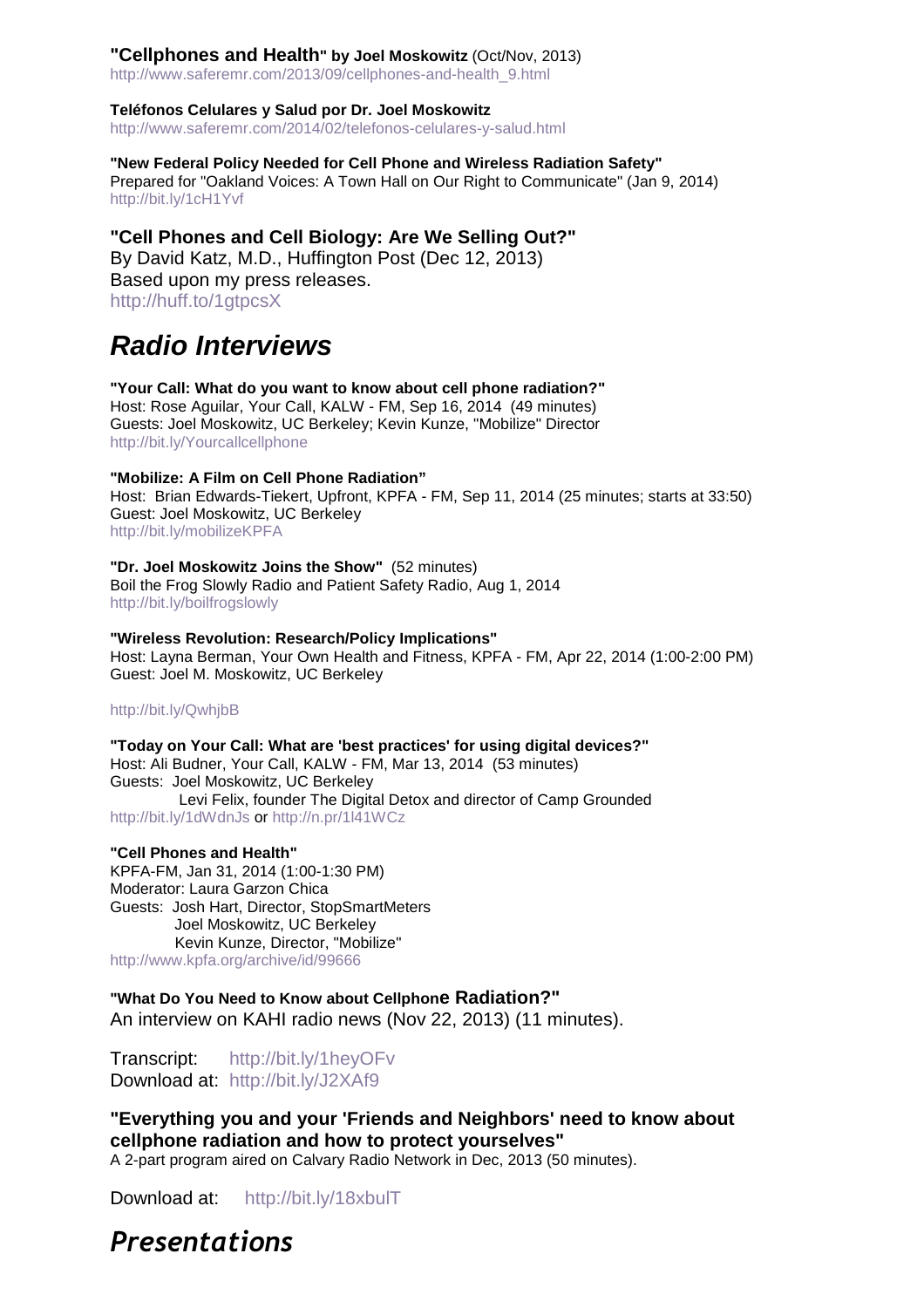**"Cellphones and Health" by Joel Moskowitz** (Oct/Nov, 2013)
http://www.saferemr.com/2013/09/cellphones-and-health_9.html

**Teléfonos Celulares y Salud por Dr. Joel Moskowitz**
http://www.saferemr.com/2014/02/telefonos-celulares-y-salud.html

**"New Federal Policy Needed for Cell Phone and Wireless Radiation Safety"**
Prepared for "Oakland Voices: A Town Hall on Our Right to Communicate" (Jan 9, 2014)
http://bit.ly/1cH1Yvf

**"Cell Phones and Cell Biology: Are We Selling Out?"**
By David Katz, M.D., Huffington Post (Dec 12, 2013)
Based upon my press releases.
http://huff.to/1gtpcsX

## *Radio Interviews*

**"Your Call: What do you want to know about cell phone radiation?"**
Host: Rose Aguilar, Your Call, KALW - FM, Sep 16, 2014 (49 minutes)
Guests: Joel Moskowitz, UC Berkeley; Kevin Kunze, "Mobilize" Director
http://bit.ly/Yourcallcellphone

**"Mobilize: A Film on Cell Phone Radiation"**
Host: Brian Edwards-Tiekert, Upfront, KPFA - FM, Sep 11, 2014 (25 minutes; starts at 33:50)
Guest: Joel Moskowitz, UC Berkeley
http://bit.ly/mobilizeKPFA

**"Dr. Joel Moskowitz Joins the Show"** (52 minutes)
Boil the Frog Slowly Radio and Patient Safety Radio, Aug 1, 2014
http://bit.ly/boilfrogslowly

**"Wireless Revolution: Research/Policy Implications"**
Host: Layna Berman, Your Own Health and Fitness, KPFA - FM, Apr 22, 2014 (1:00-2:00 PM)
Guest: Joel M. Moskowitz, UC Berkeley

http://bit.ly/QwhjbB

**"Today on Your Call: What are 'best practices' for using digital devices?"**
Host: Ali Budner, Your Call, KALW - FM, Mar 13, 2014 (53 minutes)
Guests: Joel Moskowitz, UC Berkeley
Levi Felix, founder The Digital Detox and director of Camp Grounded
http://bit.ly/1dWdnJs or http://n.pr/1l41WCz

**"Cell Phones and Health"**
KPFA-FM, Jan 31, 2014 (1:00-1:30 PM)
Moderator: Laura Garzon Chica
Guests: Josh Hart, Director, StopSmartMeters
Joel Moskowitz, UC Berkeley
Kevin Kunze, Director, "Mobilize"
http://www.kpfa.org/archive/id/99666

**"What Do You Need to Know about Cellphone Radiation?"**
An interview on KAHI radio news (Nov 22, 2013) (11 minutes).

Transcript: http://bit.ly/1heyOFv
Download at: http://bit.ly/J2XAf9

**"Everything you and your 'Friends and Neighbors' need to know about cellphone radiation and how to protect yourselves"**
A 2-part program aired on Calvary Radio Network in Dec, 2013 (50 minutes).

Download at: http://bit.ly/18xbulT

## *Presentations*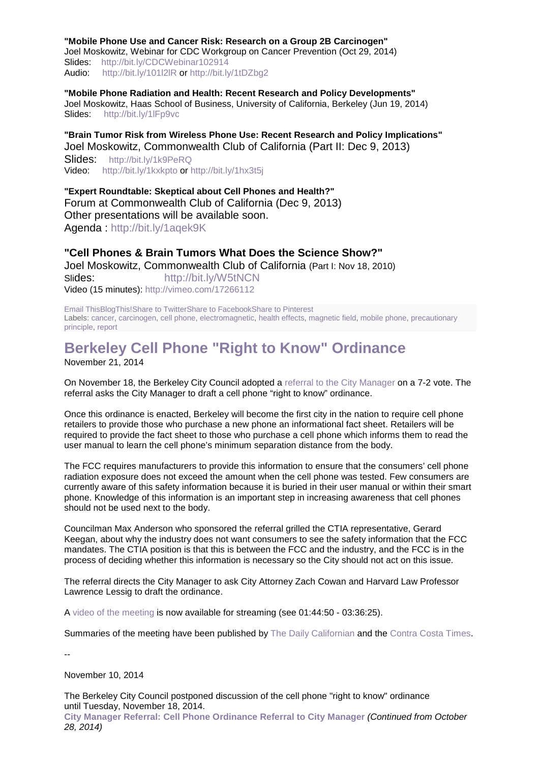**"Mobile Phone Use and Cancer Risk: Research on a Group 2B Carcinogen"**
Joel Moskowitz, Webinar for CDC Workgroup on Cancer Prevention (Oct 29, 2014)
Slides: http://bit.ly/CDCWebinar102914
Audio: http://bit.ly/101l2lR or http://bit.ly/1tDZbg2

**"Mobile Phone Radiation and Health: Recent Research and Policy Developments"**
Joel Moskowitz, Haas School of Business, University of California, Berkeley (Jun 19, 2014)
Slides: http://bit.ly/1lFp9vc

**"Brain Tumor Risk from Wireless Phone Use: Recent Research and Policy Implications"**
Joel Moskowitz, Commonwealth Club of California (Part II: Dec 9, 2013)
Slides: http://bit.ly/1k9PeRQ
Video: http://bit.ly/1kxkpto or http://bit.ly/1hx3t5j

**"Expert Roundtable: Skeptical about Cell Phones and Health?"**
Forum at Commonwealth Club of California (Dec 9, 2013)
Other presentations will be available soon.
Agenda : http://bit.ly/1aqek9K

**"Cell Phones & Brain Tumors What Does the Science Show?"**
Joel Moskowitz, Commonwealth Club of California (Part I: Nov 18, 2010)
Slides: http://bit.ly/W5tNCN
Video (15 minutes): http://vimeo.com/17266112

Email ThisBlogThis!Share to TwitterShare to FacebookShare to Pinterest
Labels: cancer, carcinogen, cell phone, electromagnetic, health effects, magnetic field, mobile phone, precautionary principle, report

# Berkeley Cell Phone "Right to Know" Ordinance

November 21, 2014

On November 18, the Berkeley City Council adopted a referral to the City Manager on a 7-2 vote. The referral asks the City Manager to draft a cell phone "right to know" ordinance.

Once this ordinance is enacted, Berkeley will become the first city in the nation to require cell phone retailers to provide those who purchase a new phone an informational fact sheet. Retailers will be required to provide the fact sheet to those who purchase a cell phone which informs them to read the user manual to learn the cell phone's minimum separation distance from the body.

The FCC requires manufacturers to provide this information to ensure that the consumers' cell phone radiation exposure does not exceed the amount when the cell phone was tested. Few consumers are currently aware of this safety information because it is buried in their user manual or within their smart phone. Knowledge of this information is an important step in increasing awareness that cell phones should not be used next to the body.

Councilman Max Anderson who sponsored the referral grilled the CTIA representative, Gerard Keegan, about why the industry does not want consumers to see the safety information that the FCC mandates. The CTIA position is that this is between the FCC and the industry, and the FCC is in the process of deciding whether this information is necessary so the City should not act on this issue.

The referral directs the City Manager to ask City Attorney Zach Cowan and Harvard Law Professor Lawrence Lessig to draft the ordinance.

A video of the meeting is now available for streaming (see 01:44:50 - 03:36:25).

Summaries of the meeting have been published by The Daily Californian and the Contra Costa Times.

--

November 10, 2014

The Berkeley City Council postponed discussion of the cell phone "right to know" ordinance until Tuesday, November 18, 2014.
**City Manager Referral: Cell Phone Ordinance Referral to City Manager** *(Continued from October 28, 2014)*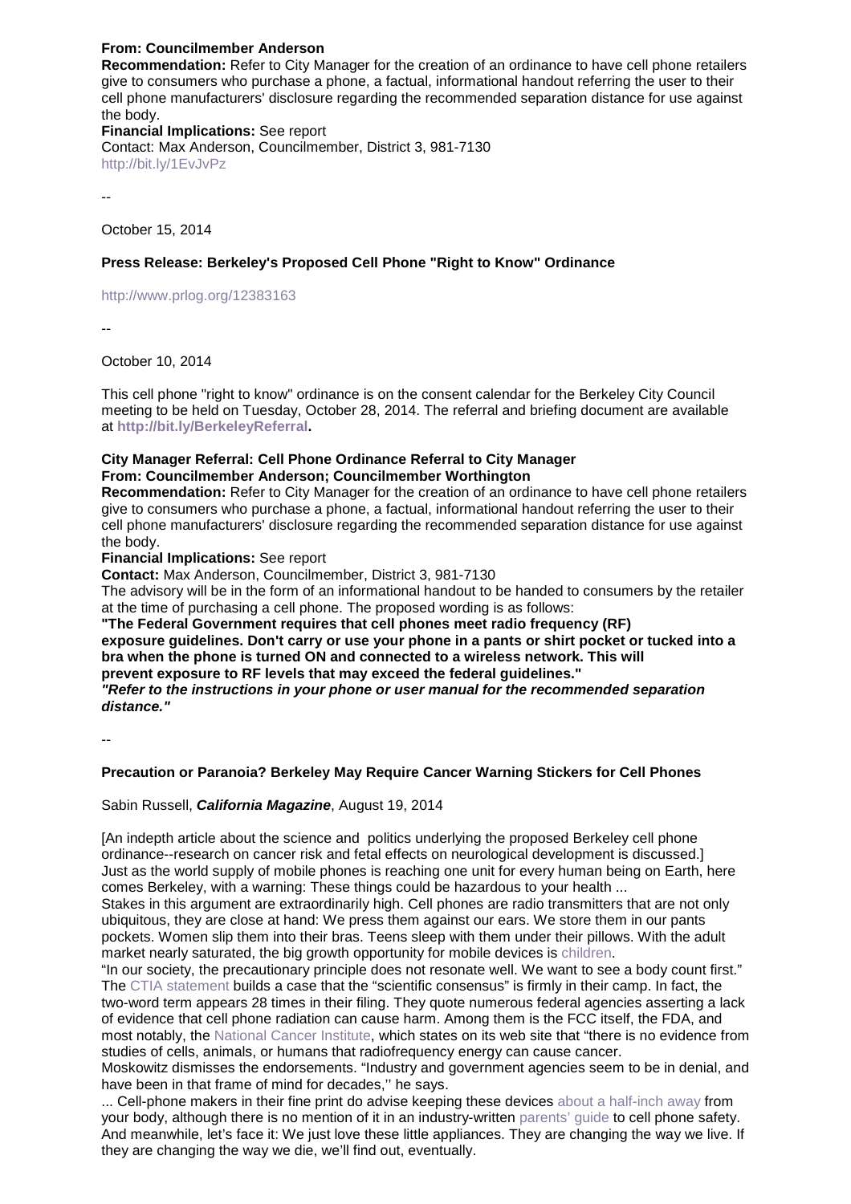**From: Councilmember Anderson**
**Recommendation:** Refer to City Manager for the creation of an ordinance to have cell phone retailers give to consumers who purchase a phone, a factual, informational handout referring the user to their cell phone manufacturers' disclosure regarding the recommended separation distance for use against the body.
**Financial Implications:** See report
Contact: Max Anderson, Councilmember, District 3, 981-7130
http://bit.ly/1EvJvPz

--

October 15, 2014

**Press Release: Berkeley's Proposed Cell Phone "Right to Know" Ordinance**

http://www.prlog.org/12383163

--

October 10, 2014

This cell phone "right to know" ordinance is on the consent calendar for the Berkeley City Council meeting to be held on Tuesday, October 28, 2014. The referral and briefing document are available at **http://bit.ly/BerkeleyReferral.**

**City Manager Referral: Cell Phone Ordinance Referral to City Manager**
**From: Councilmember Anderson; Councilmember Worthington**
**Recommendation:** Refer to City Manager for the creation of an ordinance to have cell phone retailers give to consumers who purchase a phone, a factual, informational handout referring the user to their cell phone manufacturers' disclosure regarding the recommended separation distance for use against the body.
**Financial Implications:** See report
**Contact:** Max Anderson, Councilmember, District 3, 981-7130
The advisory will be in the form of an informational handout to be handed to consumers by the retailer at the time of purchasing a cell phone. The proposed wording is as follows:
**"The Federal Government requires that cell phones meet radio frequency (RF) exposure guidelines. Don't carry or use your phone in a pants or shirt pocket or tucked into a bra when the phone is turned ON and connected to a wireless network. This will prevent exposure to RF levels that may exceed the federal guidelines."**
***"Refer to the instructions in your phone or user manual for the recommended separation distance."***

--

**Precaution or Paranoia? Berkeley May Require Cancer Warning Stickers for Cell Phones**

Sabin Russell, ***California Magazine***, August 19, 2014

[An indepth article about the science and politics underlying the proposed Berkeley cell phone ordinance--research on cancer risk and fetal effects on neurological development is discussed.]
Just as the world supply of mobile phones is reaching one unit for every human being on Earth, here comes Berkeley, with a warning: These things could be hazardous to your health ...
Stakes in this argument are extraordinarily high. Cell phones are radio transmitters that are not only ubiquitous, they are close at hand: We press them against our ears. We store them in our pants pockets. Women slip them into their bras. Teens sleep with them under their pillows. With the adult market nearly saturated, the big growth opportunity for mobile devices is children.
"In our society, the precautionary principle does not resonate well. We want to see a body count first."
The CTIA statement builds a case that the "scientific consensus" is firmly in their camp. In fact, the two-word term appears 28 times in their filing. They quote numerous federal agencies asserting a lack of evidence that cell phone radiation can cause harm. Among them is the FCC itself, the FDA, and most notably, the National Cancer Institute, which states on its web site that "there is no evidence from studies of cells, animals, or humans that radiofrequency energy can cause cancer.
Moskowitz dismisses the endorsements. "Industry and government agencies seem to be in denial, and have been in that frame of mind for decades,'' he says.
... Cell-phone makers in their fine print do advise keeping these devices about a half-inch away from your body, although there is no mention of it in an industry-written parents' guide to cell phone safety. And meanwhile, let's face it: We just love these little appliances. They are changing the way we live. If they are changing the way we die, we'll find out, eventually.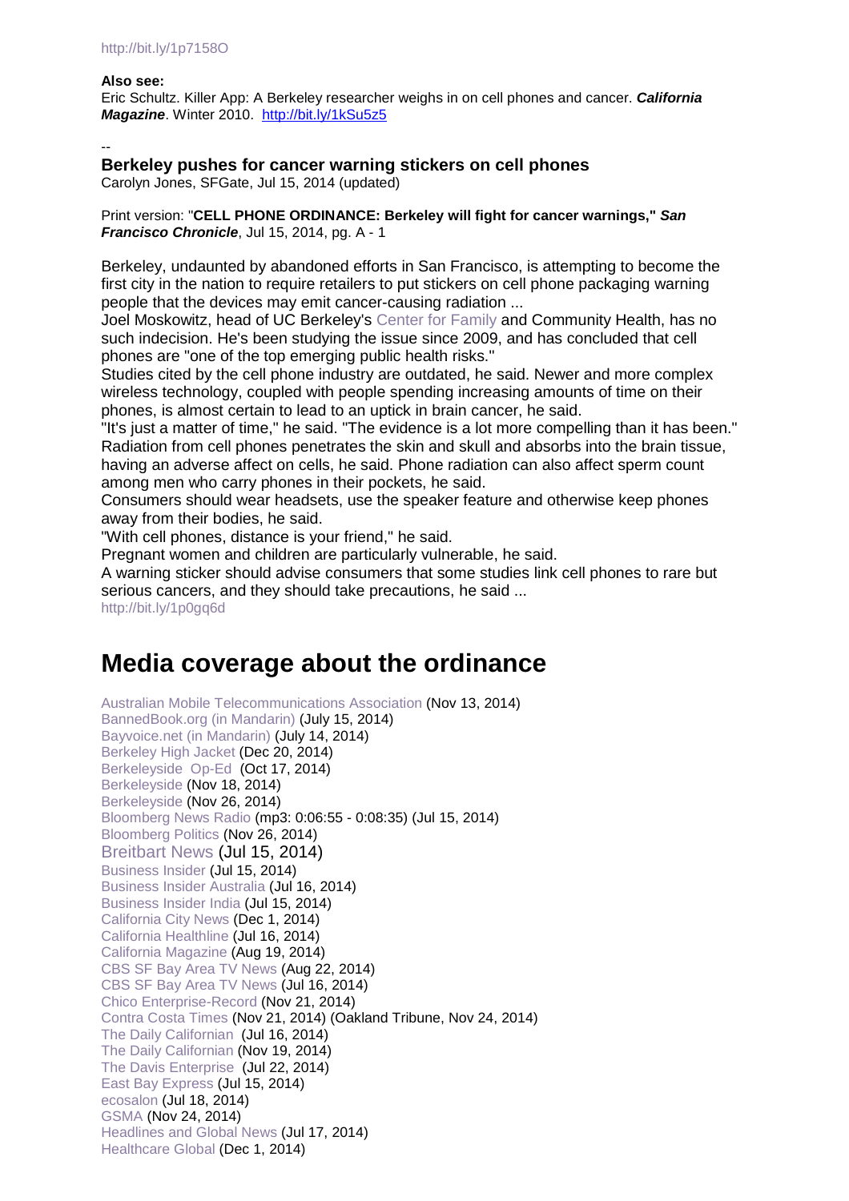http://bit.ly/1p7158O

**Also see:**
Eric Schultz. Killer App: A Berkeley researcher weighs in on cell phones and cancer. ***California Magazine***. Winter 2010. http://bit.ly/1kSu5z5

--

**Berkeley pushes for cancer warning stickers on cell phones**
Carolyn Jones, SFGate, Jul 15, 2014 (updated)

Print version: "**CELL PHONE ORDINANCE: Berkeley will fight for cancer warnings,"** ***San Francisco Chronicle***, Jul 15, 2014, pg. A - 1

Berkeley, undaunted by abandoned efforts in San Francisco, is attempting to become the first city in the nation to require retailers to put stickers on cell phone packaging warning people that the devices may emit cancer-causing radiation ...
Joel Moskowitz, head of UC Berkeley's Center for Family and Community Health, has no such indecision. He's been studying the issue since 2009, and has concluded that cell phones are "one of the top emerging public health risks."
Studies cited by the cell phone industry are outdated, he said. Newer and more complex wireless technology, coupled with people spending increasing amounts of time on their phones, is almost certain to lead to an uptick in brain cancer, he said.
"It's just a matter of time," he said. "The evidence is a lot more compelling than it has been."
Radiation from cell phones penetrates the skin and skull and absorbs into the brain tissue, having an adverse affect on cells, he said. Phone radiation can also affect sperm count among men who carry phones in their pockets, he said.
Consumers should wear headsets, use the speaker feature and otherwise keep phones away from their bodies, he said.
"With cell phones, distance is your friend," he said.
Pregnant women and children are particularly vulnerable, he said.
A warning sticker should advise consumers that some studies link cell phones to rare but serious cancers, and they should take precautions, he said ...
http://bit.ly/1p0gq6d

# Media coverage about the ordinance

Australian Mobile Telecommunications Association (Nov 13, 2014)
BannedBook.org (in Mandarin) (July 15, 2014)
Bayvoice.net (in Mandarin) (July 14, 2014)
Berkeley High Jacket (Dec 20, 2014)
Berkeleyside Op-Ed (Oct 17, 2014)
Berkeleyside (Nov 18, 2014)
Berkeleyside (Nov 26, 2014)
Bloomberg News Radio (mp3: 0:06:55 - 0:08:35) (Jul 15, 2014)
Bloomberg Politics (Nov 26, 2014)
Breitbart News (Jul 15, 2014)
Business Insider (Jul 15, 2014)
Business Insider Australia (Jul 16, 2014)
Business Insider India (Jul 15, 2014)
California City News (Dec 1, 2014)
California Healthline (Jul 16, 2014)
California Magazine (Aug 19, 2014)
CBS SF Bay Area TV News (Aug 22, 2014)
CBS SF Bay Area TV News (Jul 16, 2014)
Chico Enterprise-Record (Nov 21, 2014)
Contra Costa Times (Nov 21, 2014) (Oakland Tribune, Nov 24, 2014)
The Daily Californian (Jul 16, 2014)
The Daily Californian (Nov 19, 2014)
The Davis Enterprise (Jul 22, 2014)
East Bay Express (Jul 15, 2014)
ecosalon (Jul 18, 2014)
GSMA (Nov 24, 2014)
Headlines and Global News (Jul 17, 2014)
Healthcare Global (Dec 1, 2014)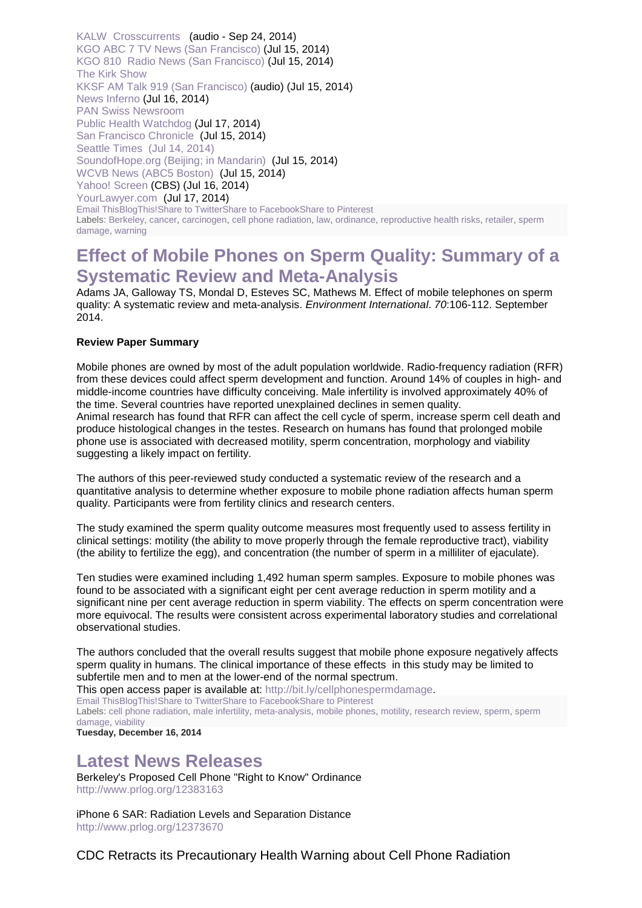KALW Crosscurrents (audio - Sep 24, 2014)
KGO ABC 7 TV News (San Francisco) (Jul 15, 2014)
KGO 810 Radio News (San Francisco) (Jul 15, 2014)
The Kirk Show
KKSF AM Talk 919 (San Francisco) (audio) (Jul 15, 2014)
News Inferno (Jul 16, 2014)
PAN Swiss Newsroom
Public Health Watchdog (Jul 17, 2014)
San Francisco Chronicle (Jul 15, 2014)
Seattle Times (Jul 14, 2014)
SoundofHope.org (Beijing; in Mandarin) (Jul 15, 2014)
WCVB News (ABC5 Boston) (Jul 15, 2014)
Yahoo! Screen (CBS) (Jul 16, 2014)
YourLawyer.com (Jul 17, 2014)

Email ThisBlogThis!Share to TwitterShare to FacebookShare to Pinterest
Labels: Berkeley, cancer, carcinogen, cell phone radiation, law, ordinance, reproductive health risks, retailer, sperm damage, warning

## Effect of Mobile Phones on Sperm Quality: Summary of a Systematic Review and Meta-Analysis

Adams JA, Galloway TS, Mondal D, Esteves SC, Mathews M. Effect of mobile telephones on sperm quality: A systematic review and meta-analysis. *Environment International*. *70*:106-112. September 2014.

**Review Paper Summary**

Mobile phones are owned by most of the adult population worldwide. Radio-frequency radiation (RFR) from these devices could affect sperm development and function. Around 14% of couples in high- and middle-income countries have difficulty conceiving. Male infertility is involved approximately 40% of the time. Several countries have reported unexplained declines in semen quality.
Animal research has found that RFR can affect the cell cycle of sperm, increase sperm cell death and produce histological changes in the testes. Research on humans has found that prolonged mobile phone use is associated with decreased motility, sperm concentration, morphology and viability suggesting a likely impact on fertility.

The authors of this peer-reviewed study conducted a systematic review of the research and a quantitative analysis to determine whether exposure to mobile phone radiation affects human sperm quality. Participants were from fertility clinics and research centers.

The study examined the sperm quality outcome measures most frequently used to assess fertility in clinical settings: motility (the ability to move properly through the female reproductive tract), viability (the ability to fertilize the egg), and concentration (the number of sperm in a milliliter of ejaculate).

Ten studies were examined including 1,492 human sperm samples. Exposure to mobile phones was found to be associated with a significant eight per cent average reduction in sperm motility and a significant nine per cent average reduction in sperm viability. The effects on sperm concentration were more equivocal. The results were consistent across experimental laboratory studies and correlational observational studies.

The authors concluded that the overall results suggest that mobile phone exposure negatively affects sperm quality in humans. The clinical importance of these effects in this study may be limited to subfertile men and to men at the lower-end of the normal spectrum.
This open access paper is available at: http://bit.ly/cellphonespermdamage.

Email ThisBlogThis!Share to TwitterShare to FacebookShare to Pinterest
Labels: cell phone radiation, male infertility, meta-analysis, mobile phones, motility, research review, sperm, sperm damage, viability

**Tuesday, December 16, 2014**

## Latest News Releases

Berkeley's Proposed Cell Phone "Right to Know" Ordinance
http://www.prlog.org/12383163

iPhone 6 SAR: Radiation Levels and Separation Distance
http://www.prlog.org/12373670

CDC Retracts its Precautionary Health Warning about Cell Phone Radiation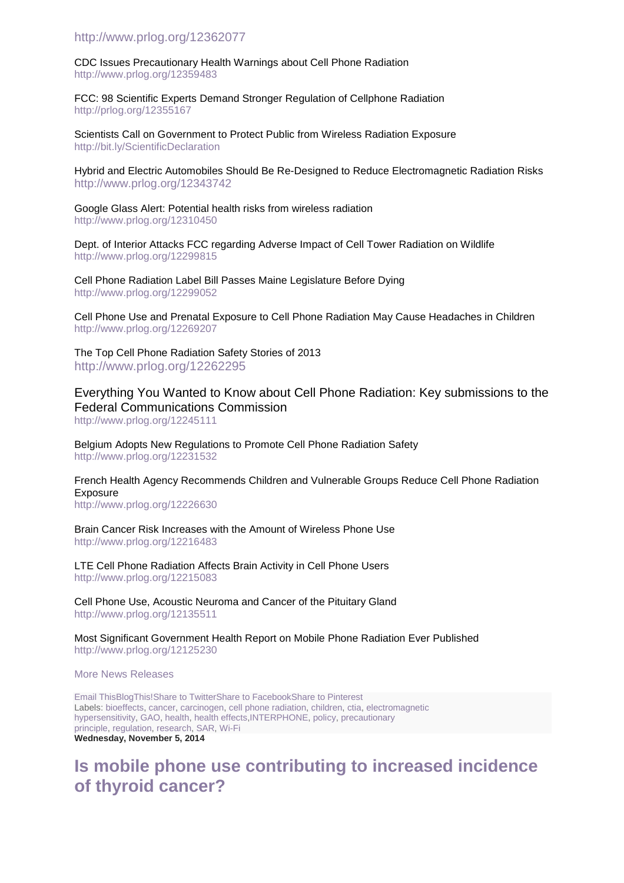http://www.prlog.org/12362077

CDC Issues Precautionary Health Warnings about Cell Phone Radiation
http://www.prlog.org/12359483

FCC: 98 Scientific Experts Demand Stronger Regulation of Cellphone Radiation
http://prlog.org/12355167

Scientists Call on Government to Protect Public from Wireless Radiation Exposure
http://bit.ly/ScientificDeclaration

Hybrid and Electric Automobiles Should Be Re-Designed to Reduce Electromagnetic Radiation Risks
http://www.prlog.org/12343742

Google Glass Alert: Potential health risks from wireless radiation
http://www.prlog.org/12310450

Dept. of Interior Attacks FCC regarding Adverse Impact of Cell Tower Radiation on Wildlife
http://www.prlog.org/12299815

Cell Phone Radiation Label Bill Passes Maine Legislature Before Dying
http://www.prlog.org/12299052

Cell Phone Use and Prenatal Exposure to Cell Phone Radiation May Cause Headaches in Children
http://www.prlog.org/12269207

The Top Cell Phone Radiation Safety Stories of 2013
http://www.prlog.org/12262295

Everything You Wanted to Know about Cell Phone Radiation: Key submissions to the Federal Communications Commission
http://www.prlog.org/12245111

Belgium Adopts New Regulations to Promote Cell Phone Radiation Safety
http://www.prlog.org/12231532

French Health Agency Recommends Children and Vulnerable Groups Reduce Cell Phone Radiation Exposure
http://www.prlog.org/12226630

Brain Cancer Risk Increases with the Amount of Wireless Phone Use
http://www.prlog.org/12216483

LTE Cell Phone Radiation Affects Brain Activity in Cell Phone Users
http://www.prlog.org/12215083

Cell Phone Use, Acoustic Neuroma and Cancer of the Pituitary Gland
http://www.prlog.org/12135511

Most Significant Government Health Report on Mobile Phone Radiation Ever Published
http://www.prlog.org/12125230

More News Releases

Email ThisBlogThis!Share to TwitterShare to FacebookShare to Pinterest
Labels: bioeffects, cancer, carcinogen, cell phone radiation, children, ctia, electromagnetic hypersensitivity, GAO, health, health effects,INTERPHONE, policy, precautionary principle, regulation, research, SAR, Wi-Fi

**Wednesday, November 5, 2014**

## Is mobile phone use contributing to increased incidence of thyroid cancer?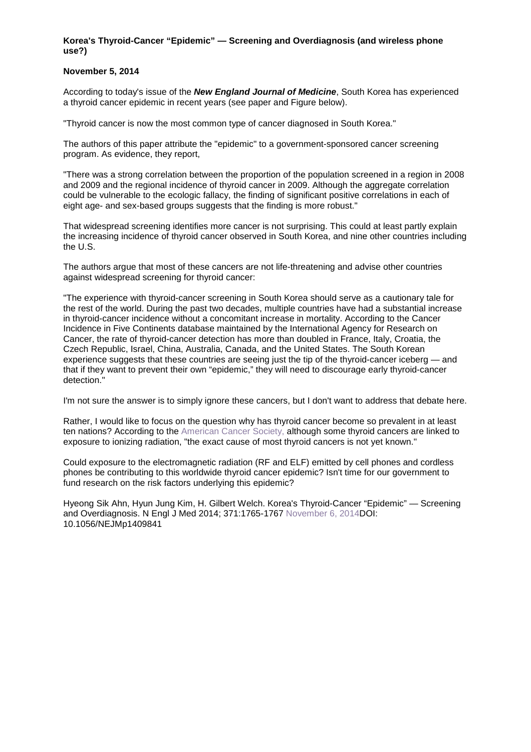**Korea's Thyroid-Cancer "Epidemic" — Screening and Overdiagnosis (and wireless phone use?)**

**November 5, 2014**

According to today's issue of the ***New England Journal of Medicine***, South Korea has experienced a thyroid cancer epidemic in recent years (see paper and Figure below).

"Thyroid cancer is now the most common type of cancer diagnosed in South Korea."

The authors of this paper attribute the "epidemic" to a government-sponsored cancer screening program. As evidence, they report,

"There was a strong correlation between the proportion of the population screened in a region in 2008 and 2009 and the regional incidence of thyroid cancer in 2009. Although the aggregate correlation could be vulnerable to the ecologic fallacy, the finding of significant positive correlations in each of eight age- and sex-based groups suggests that the finding is more robust."

That widespread screening identifies more cancer is not surprising. This could at least partly explain the increasing incidence of thyroid cancer observed in South Korea, and nine other countries including the U.S.

The authors argue that most of these cancers are not life-threatening and advise other countries against widespread screening for thyroid cancer:

"The experience with thyroid-cancer screening in South Korea should serve as a cautionary tale for the rest of the world. During the past two decades, multiple countries have had a substantial increase in thyroid-cancer incidence without a concomitant increase in mortality. According to the Cancer Incidence in Five Continents database maintained by the International Agency for Research on Cancer, the rate of thyroid-cancer detection has more than doubled in France, Italy, Croatia, the Czech Republic, Israel, China, Australia, Canada, and the United States. The South Korean experience suggests that these countries are seeing just the tip of the thyroid-cancer iceberg — and that if they want to prevent their own "epidemic," they will need to discourage early thyroid-cancer detection."

I'm not sure the answer is to simply ignore these cancers, but I don't want to address that debate here.

Rather, I would like to focus on the question why has thyroid cancer become so prevalent in at least ten nations? According to the American Cancer Society, although some thyroid cancers are linked to exposure to ionizing radiation, "the exact cause of most thyroid cancers is not yet known."

Could exposure to the electromagnetic radiation (RF and ELF) emitted by cell phones and cordless phones be contributing to this worldwide thyroid cancer epidemic? Isn't time for our government to fund research on the risk factors underlying this epidemic?

Hyeong Sik Ahn, Hyun Jung Kim, H. Gilbert Welch. Korea's Thyroid-Cancer "Epidemic" — Screening and Overdiagnosis. N Engl J Med 2014; 371:1765-1767 November 6, 2014DOI: 10.1056/NEJMp1409841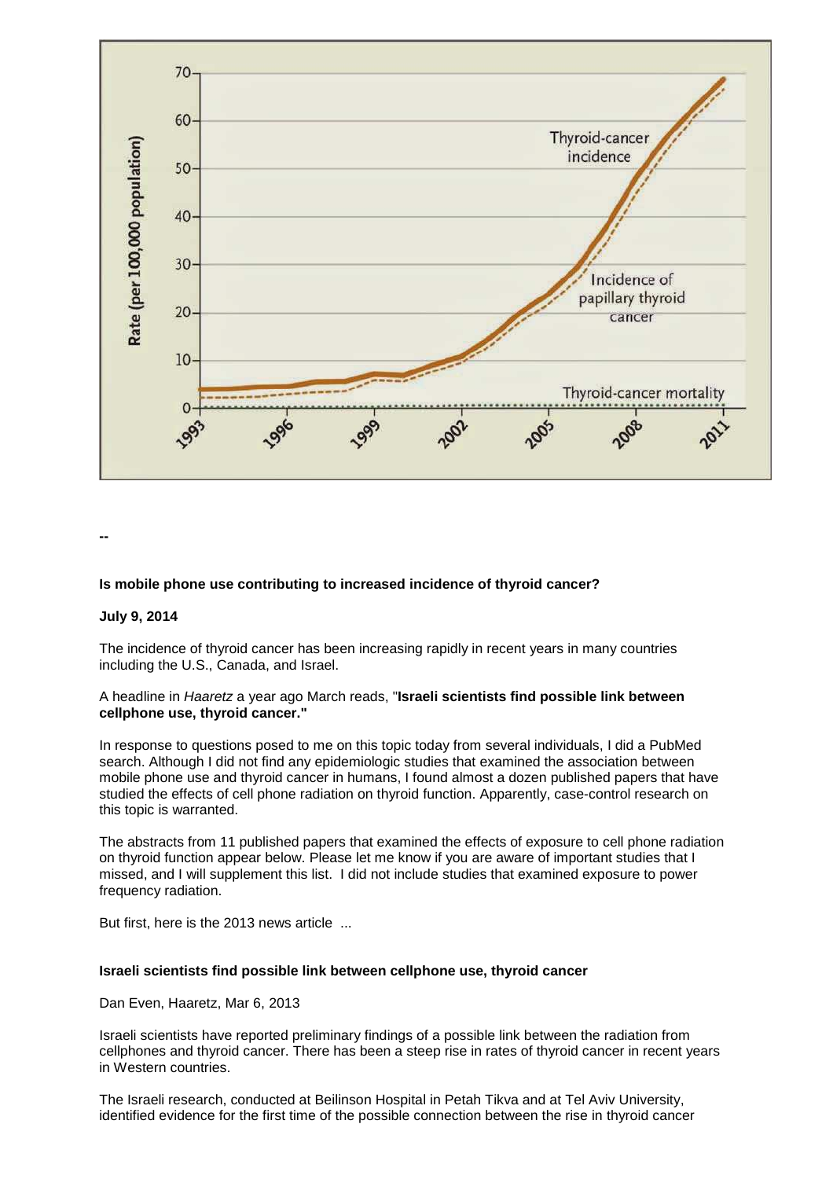--

**Is mobile phone use contributing to increased incidence of thyroid cancer?**

**July 9, 2014**

The incidence of thyroid cancer has been increasing rapidly in recent years in many countries including the U.S., Canada, and Israel.

A headline in *Haaretz* a year ago March reads, "**Israeli scientists find possible link between cellphone use, thyroid cancer."**

In response to questions posed to me on this topic today from several individuals, I did a PubMed search. Although I did not find any epidemiologic studies that examined the association between mobile phone use and thyroid cancer in humans, I found almost a dozen published papers that have studied the effects of cell phone radiation on thyroid function. Apparently, case-control research on this topic is warranted.

The abstracts from 11 published papers that examined the effects of exposure to cell phone radiation on thyroid function appear below. Please let me know if you are aware of important studies that I missed, and I will supplement this list. I did not include studies that examined exposure to power frequency radiation.

But first, here is the 2013 news article ...

**Israeli scientists find possible link between cellphone use, thyroid cancer**

Dan Even, Haaretz, Mar 6, 2013

Israeli scientists have reported preliminary findings of a possible link between the radiation from cellphones and thyroid cancer. There has been a steep rise in rates of thyroid cancer in recent years in Western countries.

The Israeli research, conducted at Beilinson Hospital in Petah Tikva and at Tel Aviv University, identified evidence for the first time of the possible connection between the rise in thyroid cancer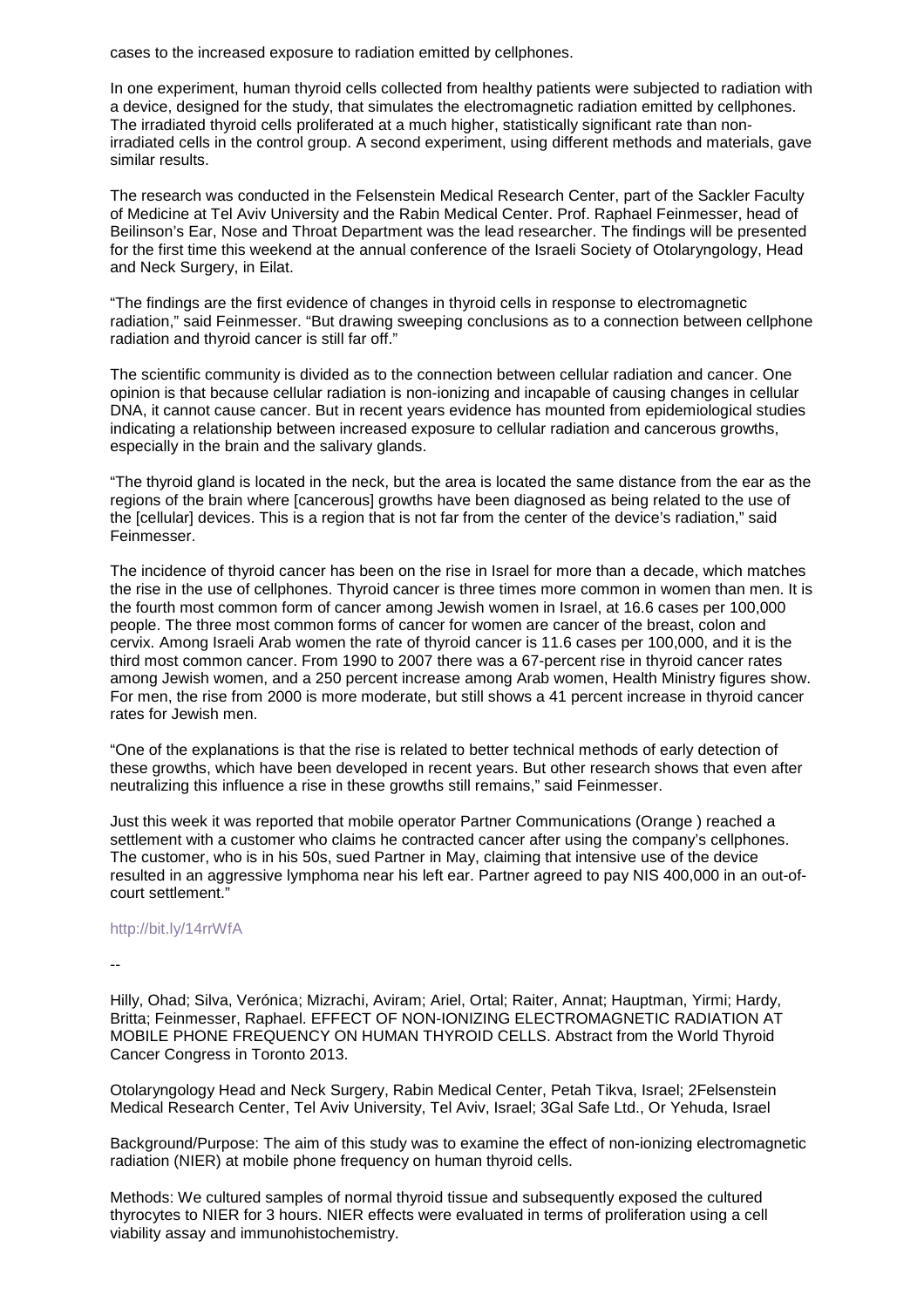cases to the increased exposure to radiation emitted by cellphones.

In one experiment, human thyroid cells collected from healthy patients were subjected to radiation with a device, designed for the study, that simulates the electromagnetic radiation emitted by cellphones. The irradiated thyroid cells proliferated at a much higher, statistically significant rate than non-irradiated cells in the control group. A second experiment, using different methods and materials, gave similar results.

The research was conducted in the Felsenstein Medical Research Center, part of the Sackler Faculty of Medicine at Tel Aviv University and the Rabin Medical Center. Prof. Raphael Feinmesser, head of Beilinson's Ear, Nose and Throat Department was the lead researcher. The findings will be presented for the first time this weekend at the annual conference of the Israeli Society of Otolaryngology, Head and Neck Surgery, in Eilat.

"The findings are the first evidence of changes in thyroid cells in response to electromagnetic radiation," said Feinmesser. "But drawing sweeping conclusions as to a connection between cellphone radiation and thyroid cancer is still far off."

The scientific community is divided as to the connection between cellular radiation and cancer. One opinion is that because cellular radiation is non-ionizing and incapable of causing changes in cellular DNA, it cannot cause cancer. But in recent years evidence has mounted from epidemiological studies indicating a relationship between increased exposure to cellular radiation and cancerous growths, especially in the brain and the salivary glands.

"The thyroid gland is located in the neck, but the area is located the same distance from the ear as the regions of the brain where [cancerous] growths have been diagnosed as being related to the use of the [cellular] devices. This is a region that is not far from the center of the device's radiation," said Feinmesser.

The incidence of thyroid cancer has been on the rise in Israel for more than a decade, which matches the rise in the use of cellphones. Thyroid cancer is three times more common in women than men. It is the fourth most common form of cancer among Jewish women in Israel, at 16.6 cases per 100,000 people. The three most common forms of cancer for women are cancer of the breast, colon and cervix. Among Israeli Arab women the rate of thyroid cancer is 11.6 cases per 100,000, and it is the third most common cancer. From 1990 to 2007 there was a 67-percent rise in thyroid cancer rates among Jewish women, and a 250 percent increase among Arab women, Health Ministry figures show. For men, the rise from 2000 is more moderate, but still shows a 41 percent increase in thyroid cancer rates for Jewish men.

"One of the explanations is that the rise is related to better technical methods of early detection of these growths, which have been developed in recent years. But other research shows that even after neutralizing this influence a rise in these growths still remains," said Feinmesser.

Just this week it was reported that mobile operator Partner Communications (Orange ) reached a settlement with a customer who claims he contracted cancer after using the company's cellphones. The customer, who is in his 50s, sued Partner in May, claiming that intensive use of the device resulted in an aggressive lymphoma near his left ear. Partner agreed to pay NIS 400,000 in an out-of-court settlement."

http://bit.ly/14rrWfA

--

Hilly, Ohad; Silva, Verónica; Mizrachi, Aviram; Ariel, Ortal; Raiter, Annat; Hauptman, Yirmi; Hardy, Britta; Feinmesser, Raphael. EFFECT OF NON-IONIZING ELECTROMAGNETIC RADIATION AT MOBILE PHONE FREQUENCY ON HUMAN THYROID CELLS. Abstract from the World Thyroid Cancer Congress in Toronto 2013.

Otolaryngology Head and Neck Surgery, Rabin Medical Center, Petah Tikva, Israel; 2Felsenstein Medical Research Center, Tel Aviv University, Tel Aviv, Israel; 3Gal Safe Ltd., Or Yehuda, Israel

Background/Purpose: The aim of this study was to examine the effect of non-ionizing electromagnetic radiation (NIER) at mobile phone frequency on human thyroid cells.

Methods: We cultured samples of normal thyroid tissue and subsequently exposed the cultured thyrocytes to NIER for 3 hours. NIER effects were evaluated in terms of proliferation using a cell viability assay and immunohistochemistry.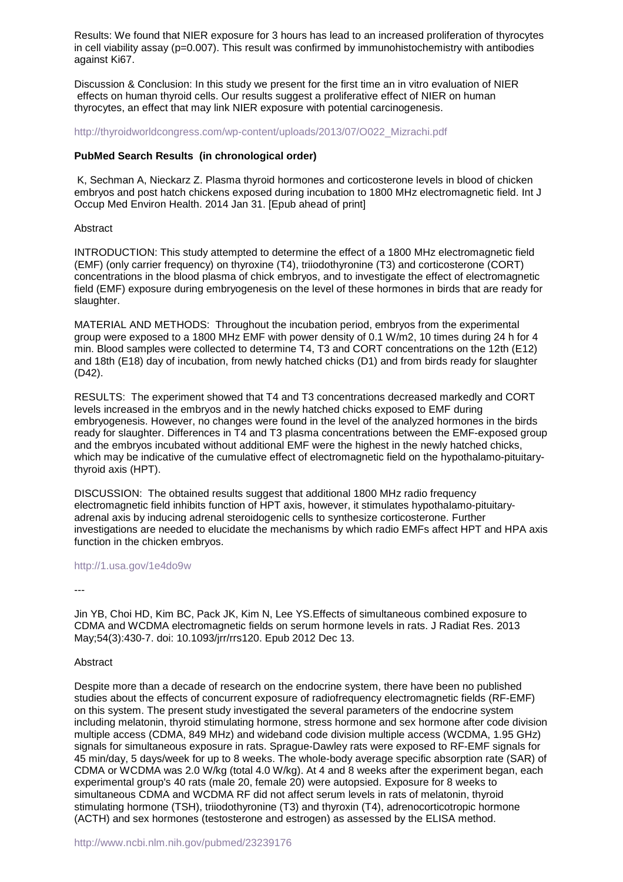Results: We found that NIER exposure for 3 hours has lead to an increased proliferation of thyrocytes in cell viability assay (p=0.007). This result was confirmed by immunohistochemistry with antibodies against Ki67.

Discussion & Conclusion: In this study we present for the first time an in vitro evaluation of NIER effects on human thyroid cells. Our results suggest a proliferative effect of NIER on human thyrocytes, an effect that may link NIER exposure with potential carcinogenesis.

http://thyroidworldcongress.com/wp-content/uploads/2013/07/O022_Mizrachi.pdf

**PubMed Search Results (in chronological order)**

K, Sechman A, Nieckarz Z. Plasma thyroid hormones and corticosterone levels in blood of chicken embryos and post hatch chickens exposed during incubation to 1800 MHz electromagnetic field. Int J Occup Med Environ Health. 2014 Jan 31. [Epub ahead of print]

Abstract

INTRODUCTION: This study attempted to determine the effect of a 1800 MHz electromagnetic field (EMF) (only carrier frequency) on thyroxine (T4), triiodothyronine (T3) and corticosterone (CORT) concentrations in the blood plasma of chick embryos, and to investigate the effect of electromagnetic field (EMF) exposure during embryogenesis on the level of these hormones in birds that are ready for slaughter.

MATERIAL AND METHODS: Throughout the incubation period, embryos from the experimental group were exposed to a 1800 MHz EMF with power density of 0.1 W/m2, 10 times during 24 h for 4 min. Blood samples were collected to determine T4, T3 and CORT concentrations on the 12th (E12) and 18th (E18) day of incubation, from newly hatched chicks (D1) and from birds ready for slaughter (D42).

RESULTS: The experiment showed that T4 and T3 concentrations decreased markedly and CORT levels increased in the embryos and in the newly hatched chicks exposed to EMF during embryogenesis. However, no changes were found in the level of the analyzed hormones in the birds ready for slaughter. Differences in T4 and T3 plasma concentrations between the EMF-exposed group and the embryos incubated without additional EMF were the highest in the newly hatched chicks, which may be indicative of the cumulative effect of electromagnetic field on the hypothalamo-pituitary-thyroid axis (HPT).

DISCUSSION: The obtained results suggest that additional 1800 MHz radio frequency electromagnetic field inhibits function of HPT axis, however, it stimulates hypothalamo-pituitary-adrenal axis by inducing adrenal steroidogenic cells to synthesize corticosterone. Further investigations are needed to elucidate the mechanisms by which radio EMFs affect HPT and HPA axis function in the chicken embryos.

http://1.usa.gov/1e4do9w

---

Jin YB, Choi HD, Kim BC, Pack JK, Kim N, Lee YS.Effects of simultaneous combined exposure to CDMA and WCDMA electromagnetic fields on serum hormone levels in rats. J Radiat Res. 2013 May;54(3):430-7. doi: 10.1093/jrr/rrs120. Epub 2012 Dec 13.

Abstract

Despite more than a decade of research on the endocrine system, there have been no published studies about the effects of concurrent exposure of radiofrequency electromagnetic fields (RF-EMF) on this system. The present study investigated the several parameters of the endocrine system including melatonin, thyroid stimulating hormone, stress hormone and sex hormone after code division multiple access (CDMA, 849 MHz) and wideband code division multiple access (WCDMA, 1.95 GHz) signals for simultaneous exposure in rats. Sprague-Dawley rats were exposed to RF-EMF signals for 45 min/day, 5 days/week for up to 8 weeks. The whole-body average specific absorption rate (SAR) of CDMA or WCDMA was 2.0 W/kg (total 4.0 W/kg). At 4 and 8 weeks after the experiment began, each experimental group's 40 rats (male 20, female 20) were autopsied. Exposure for 8 weeks to simultaneous CDMA and WCDMA RF did not affect serum levels in rats of melatonin, thyroid stimulating hormone (TSH), triiodothyronine (T3) and thyroxin (T4), adrenocorticotropic hormone (ACTH) and sex hormones (testosterone and estrogen) as assessed by the ELISA method.

http://www.ncbi.nlm.nih.gov/pubmed/23239176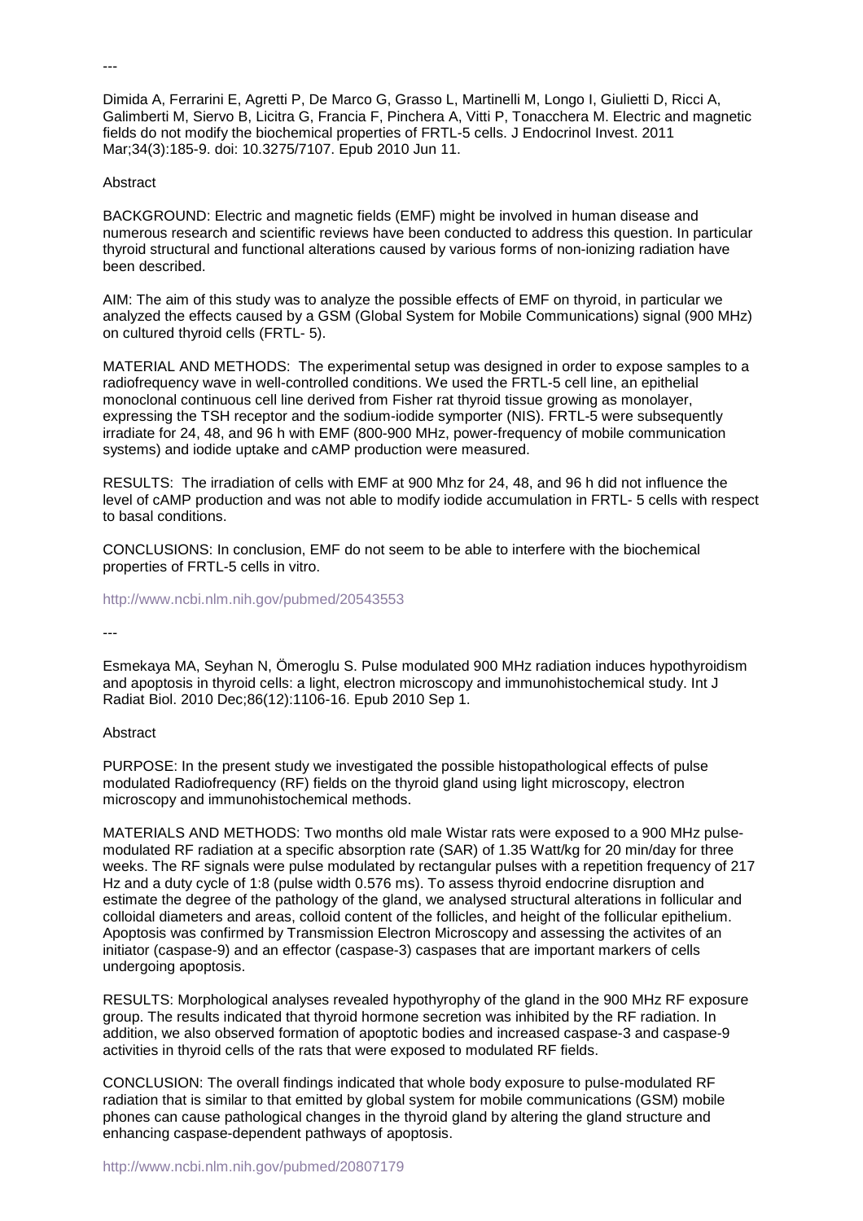---

Dimida A, Ferrarini E, Agretti P, De Marco G, Grasso L, Martinelli M, Longo I, Giulietti D, Ricci A, Galimberti M, Siervo B, Licitra G, Francia F, Pinchera A, Vitti P, Tonacchera M. Electric and magnetic fields do not modify the biochemical properties of FRTL-5 cells. J Endocrinol Invest. 2011 Mar;34(3):185-9. doi: 10.3275/7107. Epub 2010 Jun 11.

Abstract

BACKGROUND: Electric and magnetic fields (EMF) might be involved in human disease and numerous research and scientific reviews have been conducted to address this question. In particular thyroid structural and functional alterations caused by various forms of non-ionizing radiation have been described.

AIM: The aim of this study was to analyze the possible effects of EMF on thyroid, in particular we analyzed the effects caused by a GSM (Global System for Mobile Communications) signal (900 MHz) on cultured thyroid cells (FRTL- 5).

MATERIAL AND METHODS: The experimental setup was designed in order to expose samples to a radiofrequency wave in well-controlled conditions. We used the FRTL-5 cell line, an epithelial monoclonal continuous cell line derived from Fisher rat thyroid tissue growing as monolayer, expressing the TSH receptor and the sodium-iodide symporter (NIS). FRTL-5 were subsequently irradiate for 24, 48, and 96 h with EMF (800-900 MHz, power-frequency of mobile communication systems) and iodide uptake and cAMP production were measured.

RESULTS: The irradiation of cells with EMF at 900 Mhz for 24, 48, and 96 h did not influence the level of cAMP production and was not able to modify iodide accumulation in FRTL- 5 cells with respect to basal conditions.

CONCLUSIONS: In conclusion, EMF do not seem to be able to interfere with the biochemical properties of FRTL-5 cells in vitro.

http://www.ncbi.nlm.nih.gov/pubmed/20543553

---

Esmekaya MA, Seyhan N, Ömeroglu S. Pulse modulated 900 MHz radiation induces hypothyroidism and apoptosis in thyroid cells: a light, electron microscopy and immunohistochemical study. Int J Radiat Biol. 2010 Dec;86(12):1106-16. Epub 2010 Sep 1.

Abstract

PURPOSE: In the present study we investigated the possible histopathological effects of pulse modulated Radiofrequency (RF) fields on the thyroid gland using light microscopy, electron microscopy and immunohistochemical methods.

MATERIALS AND METHODS: Two months old male Wistar rats were exposed to a 900 MHz pulse-modulated RF radiation at a specific absorption rate (SAR) of 1.35 Watt/kg for 20 min/day for three weeks. The RF signals were pulse modulated by rectangular pulses with a repetition frequency of 217 Hz and a duty cycle of 1:8 (pulse width 0.576 ms). To assess thyroid endocrine disruption and estimate the degree of the pathology of the gland, we analysed structural alterations in follicular and colloidal diameters and areas, colloid content of the follicles, and height of the follicular epithelium. Apoptosis was confirmed by Transmission Electron Microscopy and assessing the activites of an initiator (caspase-9) and an effector (caspase-3) caspases that are important markers of cells undergoing apoptosis.

RESULTS: Morphological analyses revealed hypothyrophy of the gland in the 900 MHz RF exposure group. The results indicated that thyroid hormone secretion was inhibited by the RF radiation. In addition, we also observed formation of apoptotic bodies and increased caspase-3 and caspase-9 activities in thyroid cells of the rats that were exposed to modulated RF fields.

CONCLUSION: The overall findings indicated that whole body exposure to pulse-modulated RF radiation that is similar to that emitted by global system for mobile communications (GSM) mobile phones can cause pathological changes in the thyroid gland by altering the gland structure and enhancing caspase-dependent pathways of apoptosis.

http://www.ncbi.nlm.nih.gov/pubmed/20807179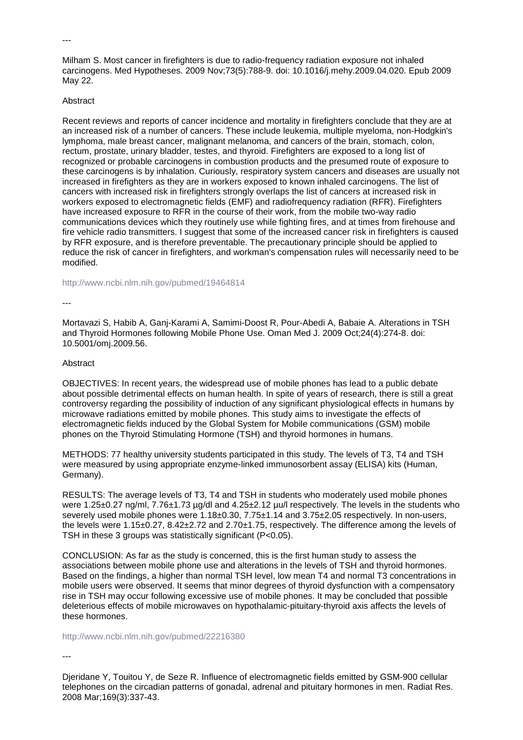---

Milham S. Most cancer in firefighters is due to radio-frequency radiation exposure not inhaled carcinogens. Med Hypotheses. 2009 Nov;73(5):788-9. doi: 10.1016/j.mehy.2009.04.020. Epub 2009 May 22.

Abstract

Recent reviews and reports of cancer incidence and mortality in firefighters conclude that they are at an increased risk of a number of cancers. These include leukemia, multiple myeloma, non-Hodgkin's lymphoma, male breast cancer, malignant melanoma, and cancers of the brain, stomach, colon, rectum, prostate, urinary bladder, testes, and thyroid. Firefighters are exposed to a long list of recognized or probable carcinogens in combustion products and the presumed route of exposure to these carcinogens is by inhalation. Curiously, respiratory system cancers and diseases are usually not increased in firefighters as they are in workers exposed to known inhaled carcinogens. The list of cancers with increased risk in firefighters strongly overlaps the list of cancers at increased risk in workers exposed to electromagnetic fields (EMF) and radiofrequency radiation (RFR). Firefighters have increased exposure to RFR in the course of their work, from the mobile two-way radio communications devices which they routinely use while fighting fires, and at times from firehouse and fire vehicle radio transmitters. I suggest that some of the increased cancer risk in firefighters is caused by RFR exposure, and is therefore preventable. The precautionary principle should be applied to reduce the risk of cancer in firefighters, and workman's compensation rules will necessarily need to be modified.

http://www.ncbi.nlm.nih.gov/pubmed/19464814

---

Mortavazi S, Habib A, Ganj-Karami A, Samimi-Doost R, Pour-Abedi A, Babaie A. Alterations in TSH and Thyroid Hormones following Mobile Phone Use. Oman Med J. 2009 Oct;24(4):274-8. doi: 10.5001/omj.2009.56.

Abstract

OBJECTIVES: In recent years, the widespread use of mobile phones has lead to a public debate about possible detrimental effects on human health. In spite of years of research, there is still a great controversy regarding the possibility of induction of any significant physiological effects in humans by microwave radiations emitted by mobile phones. This study aims to investigate the effects of electromagnetic fields induced by the Global System for Mobile communications (GSM) mobile phones on the Thyroid Stimulating Hormone (TSH) and thyroid hormones in humans.

METHODS: 77 healthy university students participated in this study. The levels of T3, T4 and TSH were measured by using appropriate enzyme-linked immunosorbent assay (ELISA) kits (Human, Germany).

RESULTS: The average levels of T3, T4 and TSH in students who moderately used mobile phones were 1.25±0.27 ng/ml, 7.76±1.73 µg/dl and 4.25±2.12 µu/l respectively. The levels in the students who severely used mobile phones were 1.18±0.30, 7.75±1.14 and 3.75±2.05 respectively. In non-users, the levels were 1.15±0.27, 8.42±2.72 and 2.70±1.75, respectively. The difference among the levels of TSH in these 3 groups was statistically significant ($P<0.05$).

CONCLUSION: As far as the study is concerned, this is the first human study to assess the associations between mobile phone use and alterations in the levels of TSH and thyroid hormones. Based on the findings, a higher than normal TSH level, low mean T4 and normal T3 concentrations in mobile users were observed. It seems that minor degrees of thyroid dysfunction with a compensatory rise in TSH may occur following excessive use of mobile phones. It may be concluded that possible deleterious effects of mobile microwaves on hypothalamic-pituitary-thyroid axis affects the levels of these hormones.

http://www.ncbi.nlm.nih.gov/pubmed/22216380

---

Djeridane Y, Touitou Y, de Seze R. Influence of electromagnetic fields emitted by GSM-900 cellular telephones on the circadian patterns of gonadal, adrenal and pituitary hormones in men. Radiat Res. 2008 Mar;169(3):337-43.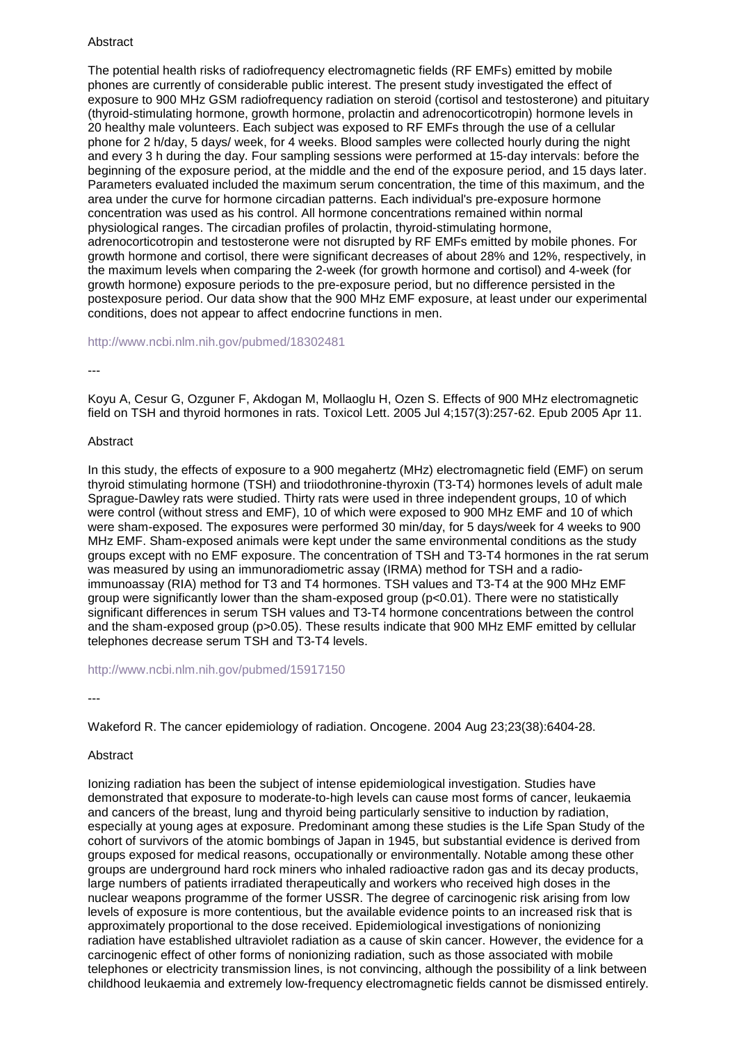Abstract

The potential health risks of radiofrequency electromagnetic fields (RF EMFs) emitted by mobile phones are currently of considerable public interest. The present study investigated the effect of exposure to 900 MHz GSM radiofrequency radiation on steroid (cortisol and testosterone) and pituitary (thyroid-stimulating hormone, growth hormone, prolactin and adrenocorticotropin) hormone levels in 20 healthy male volunteers. Each subject was exposed to RF EMFs through the use of a cellular phone for 2 h/day, 5 days/ week, for 4 weeks. Blood samples were collected hourly during the night and every 3 h during the day. Four sampling sessions were performed at 15-day intervals: before the beginning of the exposure period, at the middle and the end of the exposure period, and 15 days later. Parameters evaluated included the maximum serum concentration, the time of this maximum, and the area under the curve for hormone circadian patterns. Each individual's pre-exposure hormone concentration was used as his control. All hormone concentrations remained within normal physiological ranges. The circadian profiles of prolactin, thyroid-stimulating hormone, adrenocorticotropin and testosterone were not disrupted by RF EMFs emitted by mobile phones. For growth hormone and cortisol, there were significant decreases of about 28% and 12%, respectively, in the maximum levels when comparing the 2-week (for growth hormone and cortisol) and 4-week (for growth hormone) exposure periods to the pre-exposure period, but no difference persisted in the postexposure period. Our data show that the 900 MHz EMF exposure, at least under our experimental conditions, does not appear to affect endocrine functions in men.

http://www.ncbi.nlm.nih.gov/pubmed/18302481

---

Koyu A, Cesur G, Ozguner F, Akdogan M, Mollaoglu H, Ozen S. Effects of 900 MHz electromagnetic field on TSH and thyroid hormones in rats. Toxicol Lett. 2005 Jul 4;157(3):257-62. Epub 2005 Apr 11.

Abstract

In this study, the effects of exposure to a 900 megahertz (MHz) electromagnetic field (EMF) on serum thyroid stimulating hormone (TSH) and triiodothronine-thyroxin (T3-T4) hormones levels of adult male Sprague-Dawley rats were studied. Thirty rats were used in three independent groups, 10 of which were control (without stress and EMF), 10 of which were exposed to 900 MHz EMF and 10 of which were sham-exposed. The exposures were performed 30 min/day, for 5 days/week for 4 weeks to 900 MHz EMF. Sham-exposed animals were kept under the same environmental conditions as the study groups except with no EMF exposure. The concentration of TSH and T3-T4 hormones in the rat serum was measured by using an immunoradiometric assay (IRMA) method for TSH and a radio-immunoassay (RIA) method for T3 and T4 hormones. TSH values and T3-T4 at the 900 MHz EMF group were significantly lower than the sham-exposed group ($p<0.01$). There were no statistically significant differences in serum TSH values and T3-T4 hormone concentrations between the control and the sham-exposed group ($p>0.05$). These results indicate that 900 MHz EMF emitted by cellular telephones decrease serum TSH and T3-T4 levels.

http://www.ncbi.nlm.nih.gov/pubmed/15917150

---

Wakeford R. The cancer epidemiology of radiation. Oncogene. 2004 Aug 23;23(38):6404-28.

Abstract

Ionizing radiation has been the subject of intense epidemiological investigation. Studies have demonstrated that exposure to moderate-to-high levels can cause most forms of cancer, leukaemia and cancers of the breast, lung and thyroid being particularly sensitive to induction by radiation, especially at young ages at exposure. Predominant among these studies is the Life Span Study of the cohort of survivors of the atomic bombings of Japan in 1945, but substantial evidence is derived from groups exposed for medical reasons, occupationally or environmentally. Notable among these other groups are underground hard rock miners who inhaled radioactive radon gas and its decay products, large numbers of patients irradiated therapeutically and workers who received high doses in the nuclear weapons programme of the former USSR. The degree of carcinogenic risk arising from low levels of exposure is more contentious, but the available evidence points to an increased risk that is approximately proportional to the dose received. Epidemiological investigations of nonionizing radiation have established ultraviolet radiation as a cause of skin cancer. However, the evidence for a carcinogenic effect of other forms of nonionizing radiation, such as those associated with mobile telephones or electricity transmission lines, is not convincing, although the possibility of a link between childhood leukaemia and extremely low-frequency electromagnetic fields cannot be dismissed entirely.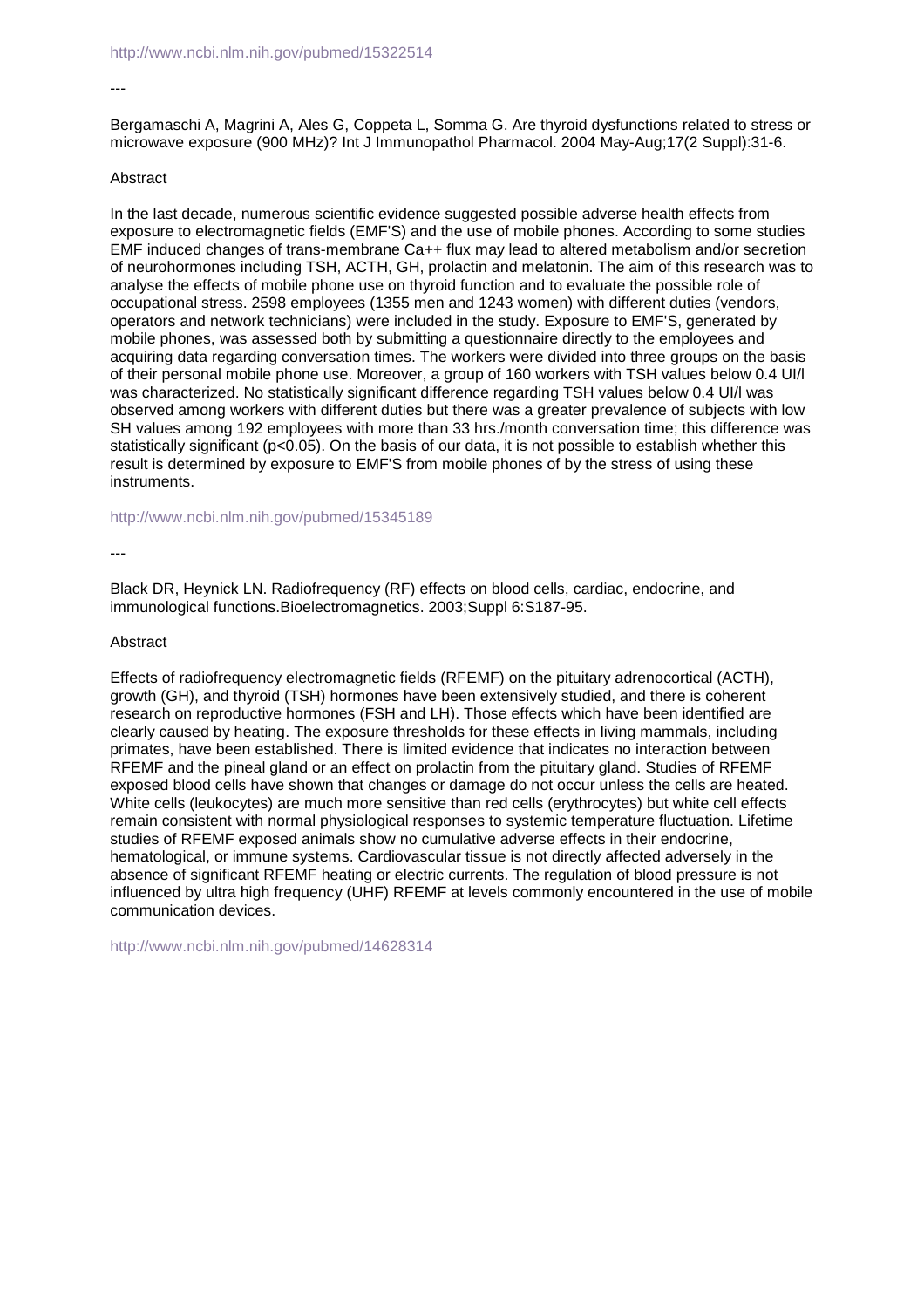http://www.ncbi.nlm.nih.gov/pubmed/15322514

---

Bergamaschi A, Magrini A, Ales G, Coppeta L, Somma G. Are thyroid dysfunctions related to stress or microwave exposure (900 MHz)? Int J Immunopathol Pharmacol. 2004 May-Aug;17(2 Suppl):31-6.

Abstract

In the last decade, numerous scientific evidence suggested possible adverse health effects from exposure to electromagnetic fields (EMF'S) and the use of mobile phones. According to some studies EMF induced changes of trans-membrane Ca++ flux may lead to altered metabolism and/or secretion of neurohormones including TSH, ACTH, GH, prolactin and melatonin. The aim of this research was to analyse the effects of mobile phone use on thyroid function and to evaluate the possible role of occupational stress. 2598 employees (1355 men and 1243 women) with different duties (vendors, operators and network technicians) were included in the study. Exposure to EMF'S, generated by mobile phones, was assessed both by submitting a questionnaire directly to the employees and acquiring data regarding conversation times. The workers were divided into three groups on the basis of their personal mobile phone use. Moreover, a group of 160 workers with TSH values below 0.4 UI/l was characterized. No statistically significant difference regarding TSH values below 0.4 UI/l was observed among workers with different duties but there was a greater prevalence of subjects with low SH values among 192 employees with more than 33 hrs./month conversation time; this difference was statistically significant ($p<0.05$). On the basis of our data, it is not possible to establish whether this result is determined by exposure to EMF'S from mobile phones of by the stress of using these instruments.

http://www.ncbi.nlm.nih.gov/pubmed/15345189

---

Black DR, Heynick LN. Radiofrequency (RF) effects on blood cells, cardiac, endocrine, and immunological functions.Bioelectromagnetics. 2003;Suppl 6:S187-95.

Abstract

Effects of radiofrequency electromagnetic fields (RFEMF) on the pituitary adrenocortical (ACTH), growth (GH), and thyroid (TSH) hormones have been extensively studied, and there is coherent research on reproductive hormones (FSH and LH). Those effects which have been identified are clearly caused by heating. The exposure thresholds for these effects in living mammals, including primates, have been established. There is limited evidence that indicates no interaction between RFEMF and the pineal gland or an effect on prolactin from the pituitary gland. Studies of RFEMF exposed blood cells have shown that changes or damage do not occur unless the cells are heated. White cells (leukocytes) are much more sensitive than red cells (erythrocytes) but white cell effects remain consistent with normal physiological responses to systemic temperature fluctuation. Lifetime studies of RFEMF exposed animals show no cumulative adverse effects in their endocrine, hematological, or immune systems. Cardiovascular tissue is not directly affected adversely in the absence of significant RFEMF heating or electric currents. The regulation of blood pressure is not influenced by ultra high frequency (UHF) RFEMF at levels commonly encountered in the use of mobile communication devices.

http://www.ncbi.nlm.nih.gov/pubmed/14628314